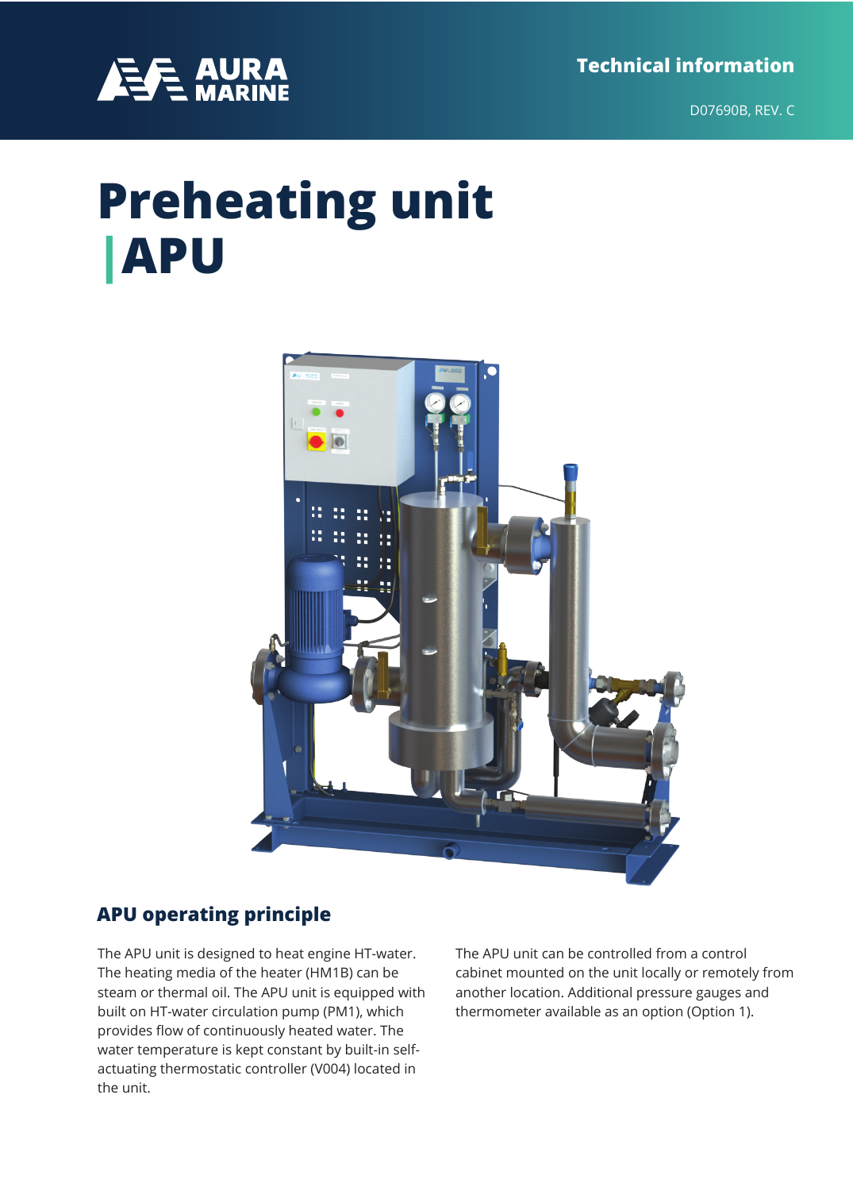# Preheating unit APU

## APU operating principle

The APU unit is designed to heat engine HT-water. The heating media of the heater (HM1B) can be steam or thermal oil. The APU unit is equipped with built on HT-water circulation pump (PM1), which provides flow of continuously heated water. The water temperature is kept constant by built-in self-actuating thermostatic controller (V004) located in the unit.

The APU unit can be controlled from a control cabinet mounted on the unit locally or remotely from another location. Additional pressure gauges and thermometer available as an option (Option 1).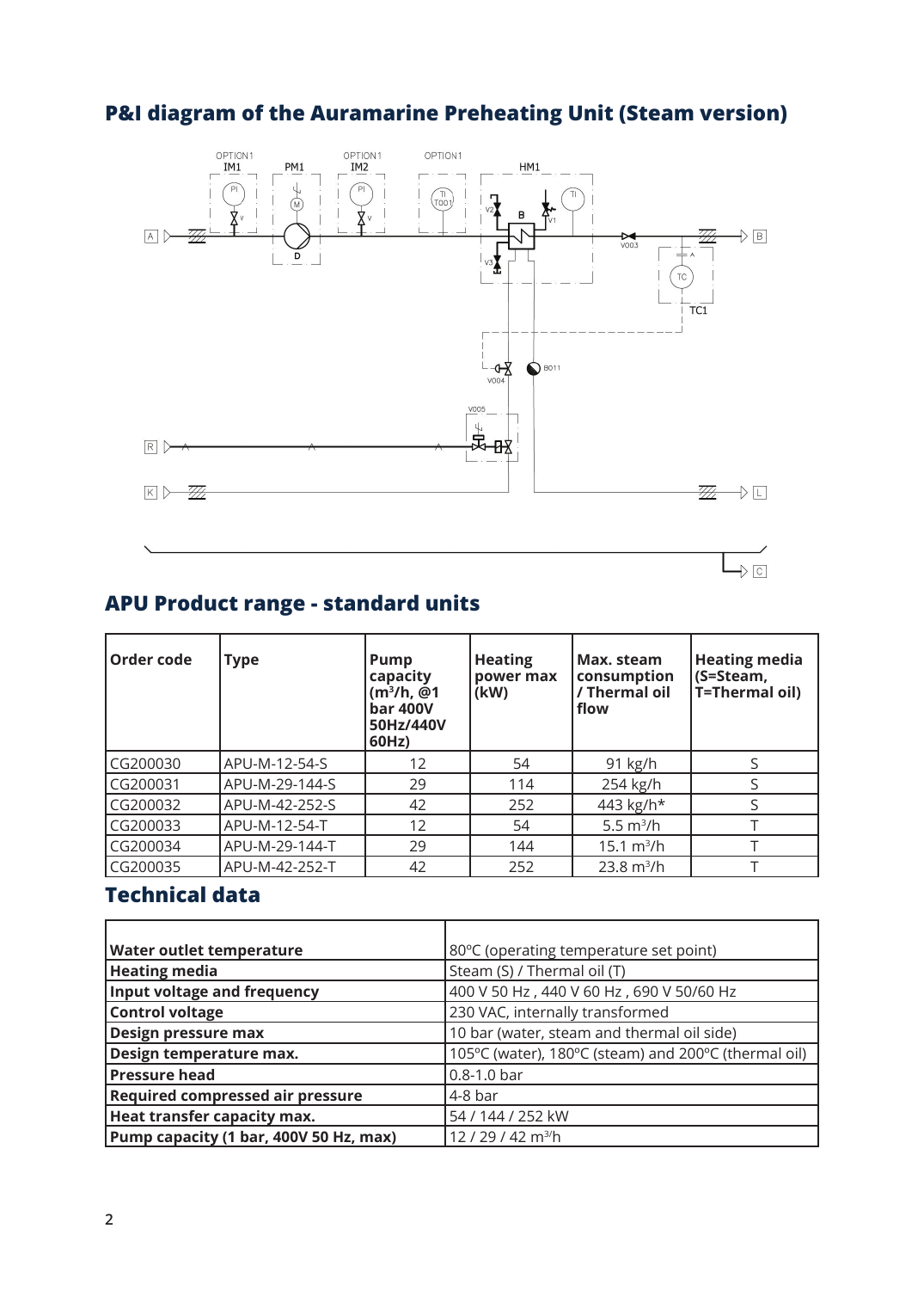## P&I diagram of the Auramarine Preheating Unit (Steam version)

OPTION1 IM1 PM1 OPTION1 IM2 OPTION1 HM1

PI M PI TI T001 TI

A D V2 B V1 V003 B

V3 A TC TC1

V004 B011

V005

R

K L

C

## APU Product range - standard units

| Order code | Type | Pump capacity (m³/h, @1 bar 400V 50Hz/440V 60Hz) | Heating power max (kW) | Max. steam consumption / Thermal oil flow | Heating media (S=Steam, T=Thermal oil) |
|---|---|---|---|---|---|
| CG200030 | APU-M-12-54-S | 12 | 54 | 91 kg/h | S |
| CG200031 | APU-M-29-144-S | 29 | 114 | 254 kg/h | S |
| CG200032 | APU-M-42-252-S | 42 | 252 | 443 kg/h* | S |
| CG200033 | APU-M-12-54-T | 12 | 54 | 5.5 m³/h | T |
| CG200034 | APU-M-29-144-T | 29 | 144 | 15.1 m³/h | T |
| CG200035 | APU-M-42-252-T | 42 | 252 | 23.8 m³/h | T |

## Technical data

| | |
|---|---|
| **Water outlet temperature** | 80°C (operating temperature set point) |
| **Heating media** | Steam (S) / Thermal oil (T) |
| **Input voltage and frequency** | 400 V 50 Hz , 440 V 60 Hz , 690 V 50/60 Hz |
| **Control voltage** | 230 VAC, internally transformed |
| **Design pressure max** | 10 bar (water, steam and thermal oil side) |
| **Design temperature max.** | 105°C (water), 180°C (steam) and 200°C (thermal oil) |
| **Pressure head** | 0.8-1.0 bar |
| **Required compressed air pressure** | 4-8 bar |
| **Heat transfer capacity max.** | 54 / 144 / 252 kW |
| **Pump capacity (1 bar, 400V 50 Hz, max)** | 12 / 29 / 42 m³/h |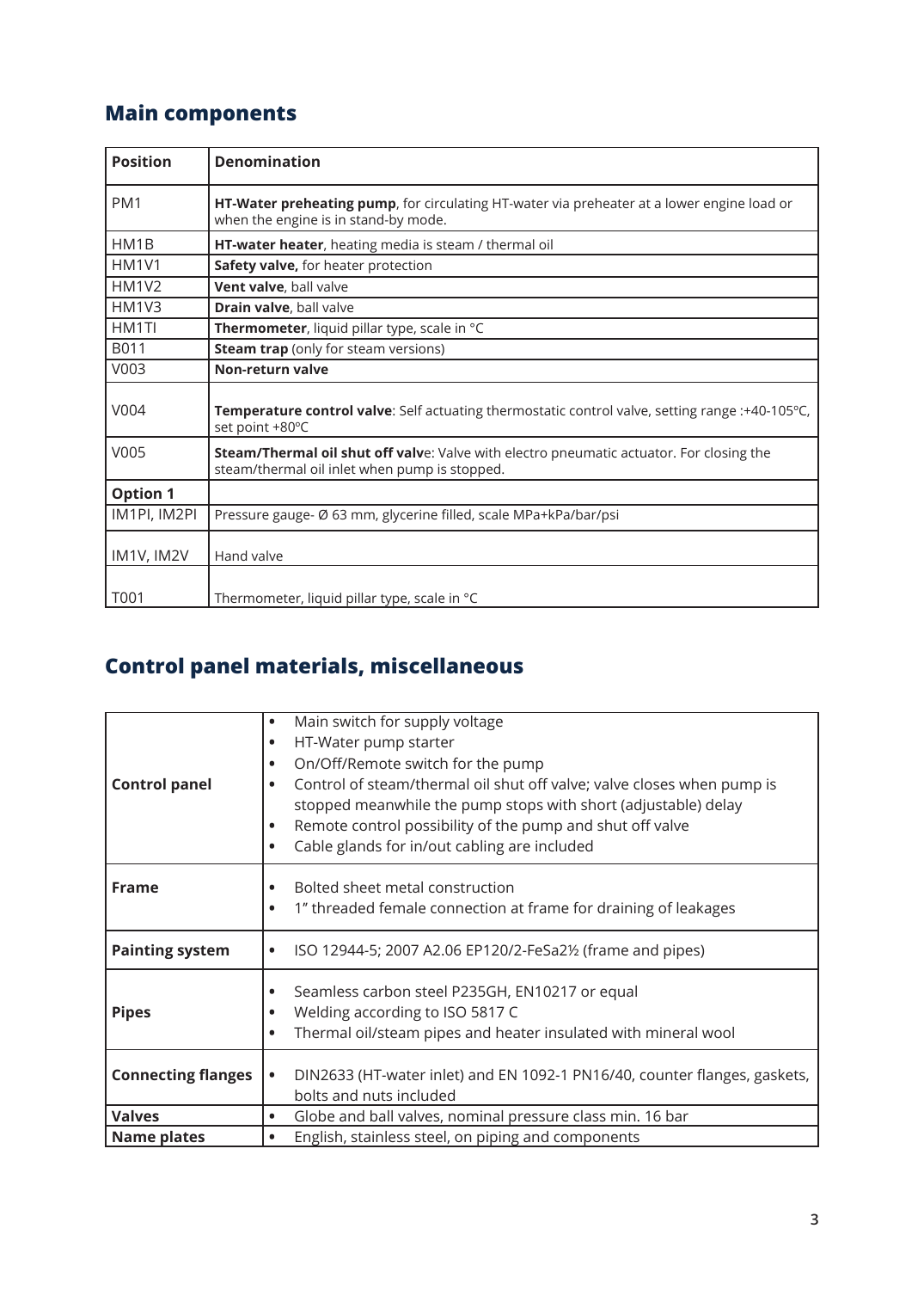## Main components

| Position | Denomination |
|---|---|
| PM1 | **HT-Water preheating pump**, for circulating HT-water via preheater at a lower engine load or when the engine is in stand-by mode. |
| HM1B | **HT-water heater**, heating media is steam / thermal oil |
| HM1V1 | **Safety valve,** for heater protection |
| HM1V2 | **Vent valve**, ball valve |
| HM1V3 | **Drain valve**, ball valve |
| HM1TI | **Thermometer**, liquid pillar type, scale in °C |
| B011 | **Steam trap** (only for steam versions) |
| V003 | **Non-return valve** |
| V004 | **Temperature control valve**: Self actuating thermostatic control valve, setting range :+40-105ºC, set point +80ºC |
| V005 | **Steam/Thermal oil shut off valve**: Valve with electro pneumatic actuator. For closing the steam/thermal oil inlet when pump is stopped. |
| **Option 1** | |
| IM1PI, IM2PI | Pressure gauge- Ø 63 mm, glycerine filled, scale MPa+kPa/bar/psi |
| IM1V, IM2V | Hand valve |
| T001 | Thermometer, liquid pillar type, scale in °C |

## Control panel materials, miscellaneous

| | |
|---|---|
| **Control panel** | • Main switch for supply voltage<br>• HT-Water pump starter<br>• On/Off/Remote switch for the pump<br>• Control of steam/thermal oil shut off valve; valve closes when pump is stopped meanwhile the pump stops with short (adjustable) delay<br>• Remote control possibility of the pump and shut off valve<br>• Cable glands for in/out cabling are included |
| **Frame** | • Bolted sheet metal construction<br>• 1" threaded female connection at frame for draining of leakages |
| **Painting system** | • ISO 12944-5; 2007 A2.06 EP120/2-FeSa2½ (frame and pipes) |
| **Pipes** | • Seamless carbon steel P235GH, EN10217 or equal<br>• Welding according to ISO 5817 C<br>• Thermal oil/steam pipes and heater insulated with mineral wool |
| **Connecting flanges** | • DIN2633 (HT-water inlet) and EN 1092-1 PN16/40, counter flanges, gaskets, bolts and nuts included |
| **Valves** | • Globe and ball valves, nominal pressure class min. 16 bar |
| **Name plates** | • English, stainless steel, on piping and components |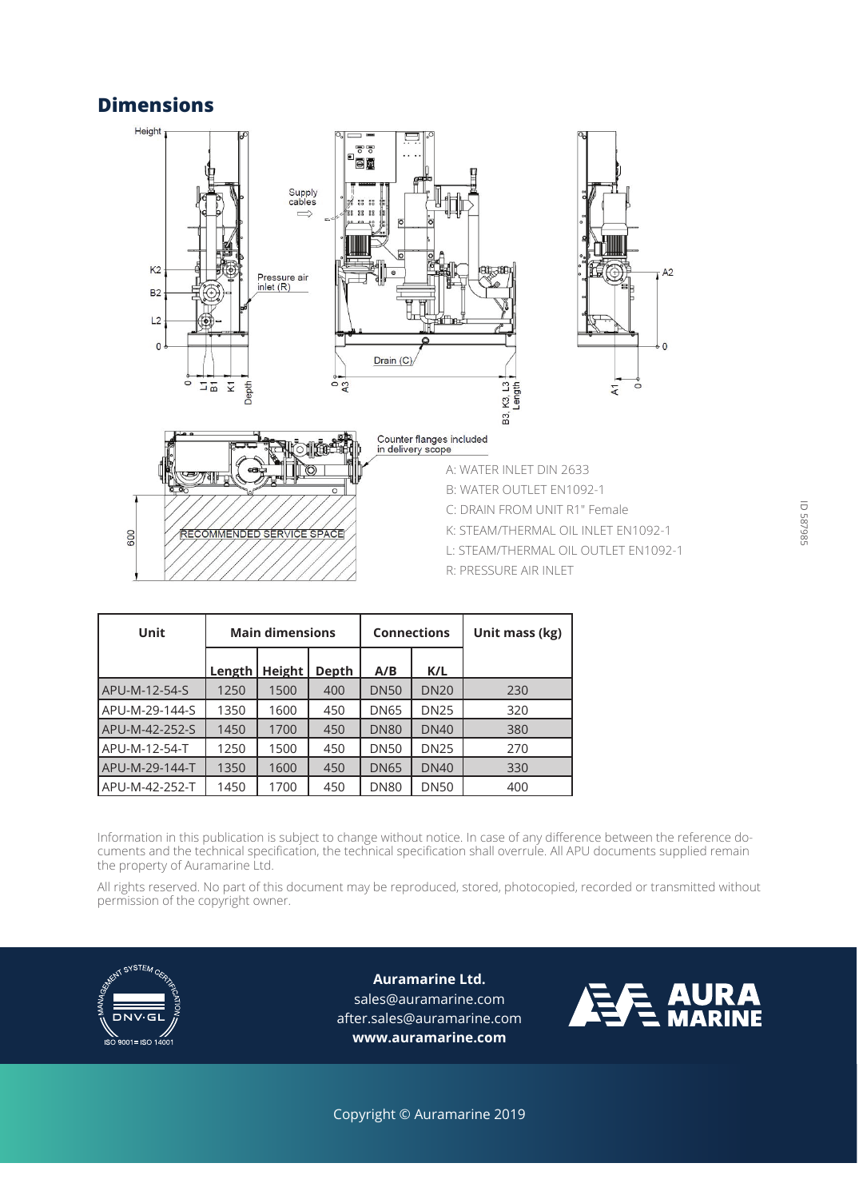## Dimensions

Height

K2

B2

L2

0

0 L1 B1 K1 Depth

Supply cables

Pressure air inlet (R)

0 A3

Drain (C)

B3, K3, L3 Length

A2

0

A1 0

Counter flanges included in delivery scope

600

RECOMMENDED SERVICE SPACE

A: WATER INLET DIN 2633
B: WATER OUTLET EN1092-1
C: DRAIN FROM UNIT R1" Female
K: STEAM/THERMAL OIL INLET EN1092-1
L: STEAM/THERMAL OIL OUTLET EN1092-1
R: PRESSURE AIR INLET

ID 587985

| Unit | Main dimensions | | | Connections | | Unit mass (kg) |
|---|---|---|---|---|---|---|
| | Length | Height | Depth | A/B | K/L | |
| APU-M-12-54-S | 1250 | 1500 | 400 | DN50 | DN20 | 230 |
| APU-M-29-144-S | 1350 | 1600 | 450 | DN65 | DN25 | 320 |
| APU-M-42-252-S | 1450 | 1700 | 450 | DN80 | DN40 | 380 |
| APU-M-12-54-T | 1250 | 1500 | 450 | DN50 | DN25 | 270 |
| APU-M-29-144-T | 1350 | 1600 | 450 | DN65 | DN40 | 330 |
| APU-M-42-252-T | 1450 | 1700 | 450 | DN80 | DN50 | 400 |

Information in this publication is subject to change without notice. In case of any difference between the reference documents and the technical specification, the technical specification shall overrule. All APU documents supplied remain the property of Auramarine Ltd.

All rights reserved. No part of this document may be reproduced, stored, photocopied, recorded or transmitted without permission of the copyright owner.

MANAGEMENT SYSTEM CERTIFICATION DNV·GL ISO 9001=ISO 14001

**Auramarine Ltd.**
sales@auramarine.com
after.sales@auramarine.com
**www.auramarine.com**

AURA MARINE

Copyright © Auramarine 2019